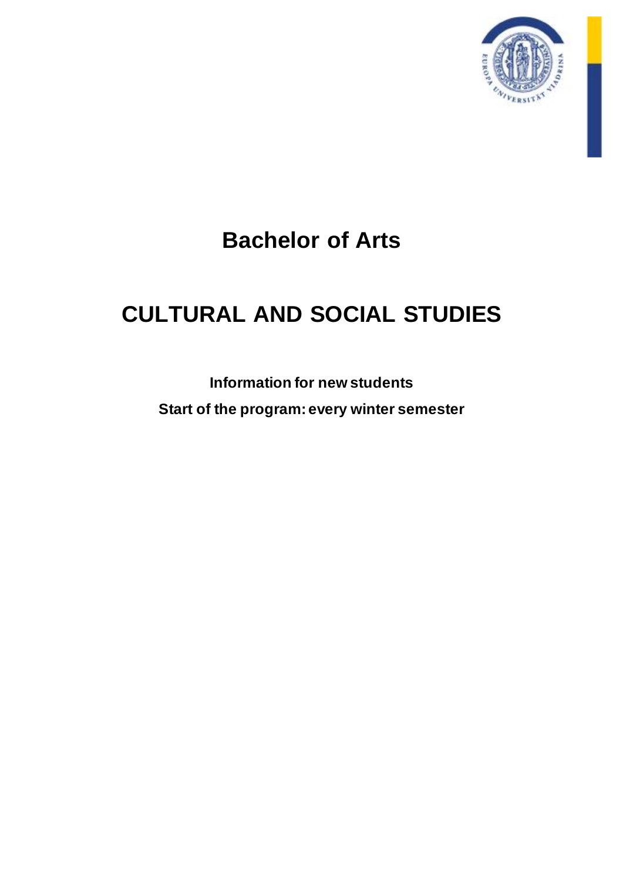# Bachelor of Arts

# CULTURAL AND SOCIAL STUDIES

**Information for new students**

**Start of the program: every winter semester**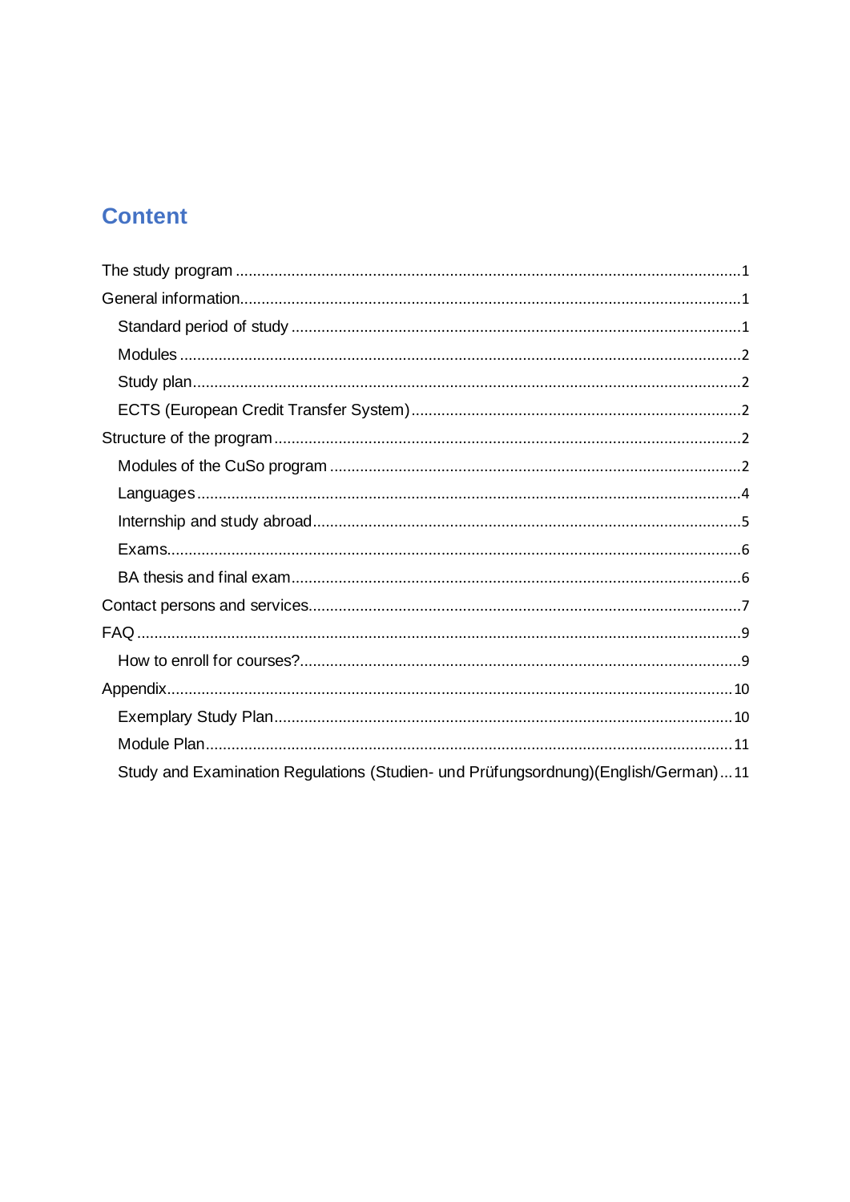# Content

- The study program ... 1
- General information ... 1
  - Standard period of study ... 1
  - Modules ... 2
  - Study plan ... 2
  - ECTS (European Credit Transfer System) ... 2
- Structure of the program ... 2
  - Modules of the CuSo program ... 2
  - Languages ... 4
  - Internship and study abroad ... 5
  - Exams ... 6
  - BA thesis and final exam ... 6
- Contact persons and services ... 7
- FAQ ... 9
  - How to enroll for courses? ... 9
- Appendix ... 10
  - Exemplary Study Plan ... 10
  - Module Plan ... 11
  - Study and Examination Regulations (Studien- und Prüfungsordnung)(English/German) ... 11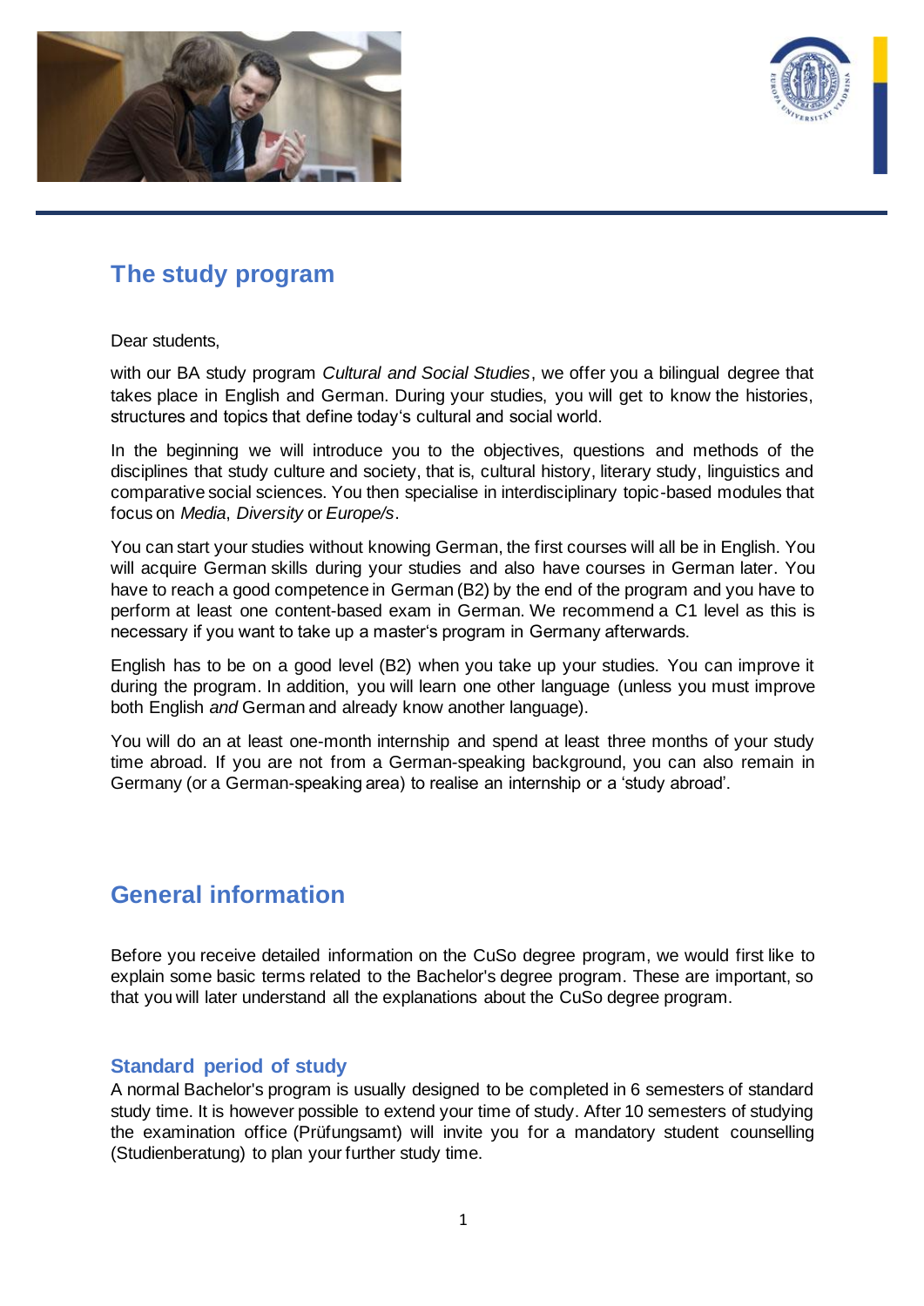## The study program

Dear students,

with our BA study program *Cultural and Social Studies*, we offer you a bilingual degree that takes place in English and German. During your studies, you will get to know the histories, structures and topics that define today's cultural and social world.

In the beginning we will introduce you to the objectives, questions and methods of the disciplines that study culture and society, that is, cultural history, literary study, linguistics and comparative social sciences. You then specialise in interdisciplinary topic-based modules that focus on *Media*, *Diversity* or *Europe/s*.

You can start your studies without knowing German, the first courses will all be in English. You will acquire German skills during your studies and also have courses in German later. You have to reach a good competence in German (B2) by the end of the program and you have to perform at least one content-based exam in German. We recommend a C1 level as this is necessary if you want to take up a master's program in Germany afterwards.

English has to be on a good level (B2) when you take up your studies. You can improve it during the program. In addition, you will learn one other language (unless you must improve both English *and* German and already know another language).

You will do an at least one-month internship and spend at least three months of your study time abroad. If you are not from a German-speaking background, you can also remain in Germany (or a German-speaking area) to realise an internship or a 'study abroad'.

## General information

Before you receive detailed information on the CuSo degree program, we would first like to explain some basic terms related to the Bachelor's degree program. These are important, so that you will later understand all the explanations about the CuSo degree program.

### Standard period of study

A normal Bachelor's program is usually designed to be completed in 6 semesters of standard study time. It is however possible to extend your time of study. After 10 semesters of studying the examination office (Prüfungsamt) will invite you for a mandatory student counselling (Studienberatung) to plan your further study time.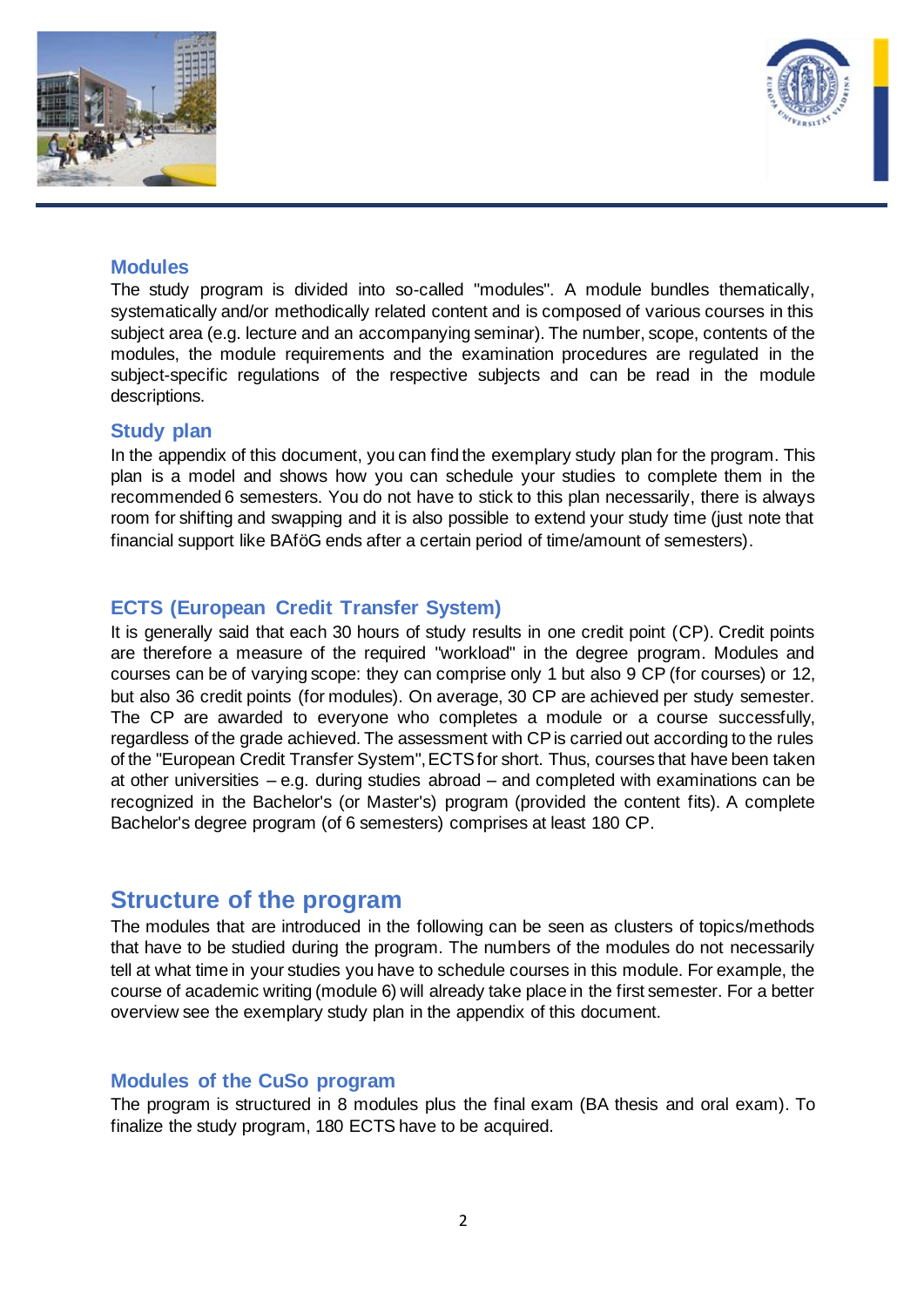## Modules

The study program is divided into so-called "modules". A module bundles thematically, systematically and/or methodically related content and is composed of various courses in this subject area (e.g. lecture and an accompanying seminar). The number, scope, contents of the modules, the module requirements and the examination procedures are regulated in the subject-specific regulations of the respective subjects and can be read in the module descriptions.

## Study plan

In the appendix of this document, you can find the exemplary study plan for the program. This plan is a model and shows how you can schedule your studies to complete them in the recommended 6 semesters. You do not have to stick to this plan necessarily, there is always room for shifting and swapping and it is also possible to extend your study time (just note that financial support like BAföG ends after a certain period of time/amount of semesters).

## ECTS (European Credit Transfer System)

It is generally said that each 30 hours of study results in one credit point (CP). Credit points are therefore a measure of the required "workload" in the degree program. Modules and courses can be of varying scope: they can comprise only 1 but also 9 CP (for courses) or 12, but also 36 credit points (for modules). On average, 30 CP are achieved per study semester. The CP are awarded to everyone who completes a module or a course successfully, regardless of the grade achieved. The assessment with CP is carried out according to the rules of the "European Credit Transfer System", ECTS for short. Thus, courses that have been taken at other universities – e.g. during studies abroad – and completed with examinations can be recognized in the Bachelor's (or Master's) program (provided the content fits). A complete Bachelor's degree program (of 6 semesters) comprises at least 180 CP.

# Structure of the program

The modules that are introduced in the following can be seen as clusters of topics/methods that have to be studied during the program. The numbers of the modules do not necessarily tell at what time in your studies you have to schedule courses in this module. For example, the course of academic writing (module 6) will already take place in the first semester. For a better overview see the exemplary study plan in the appendix of this document.

## Modules of the CuSo program

The program is structured in 8 modules plus the final exam (BA thesis and oral exam). To finalize the study program, 180 ECTS have to be acquired.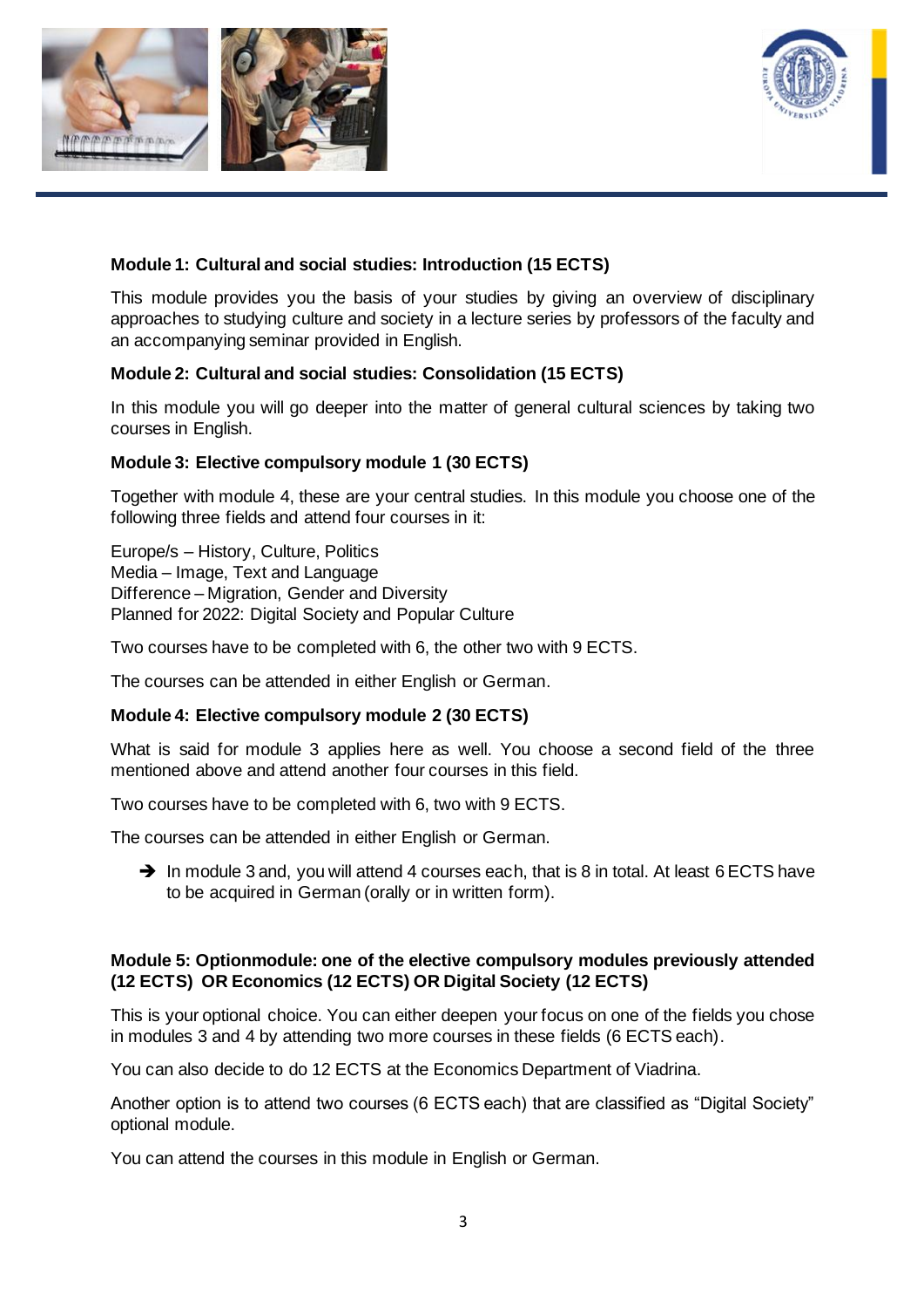**Module 1: Cultural and social studies: Introduction (15 ECTS)**

This module provides you the basis of your studies by giving an overview of disciplinary approaches to studying culture and society in a lecture series by professors of the faculty and an accompanying seminar provided in English.

**Module 2: Cultural and social studies: Consolidation (15 ECTS)**

In this module you will go deeper into the matter of general cultural sciences by taking two courses in English.

**Module 3: Elective compulsory module 1 (30 ECTS)**

Together with module 4, these are your central studies. In this module you choose one of the following three fields and attend four courses in it:

Europe/s – History, Culture, Politics
Media – Image, Text and Language
Difference – Migration, Gender and Diversity
Planned for 2022: Digital Society and Popular Culture

Two courses have to be completed with 6, the other two with 9 ECTS.

The courses can be attended in either English or German.

**Module 4: Elective compulsory module 2 (30 ECTS)**

What is said for module 3 applies here as well. You choose a second field of the three mentioned above and attend another four courses in this field.

Two courses have to be completed with 6, two with 9 ECTS.

The courses can be attended in either English or German.

- ➔ In module 3 and, you will attend 4 courses each, that is 8 in total. At least 6 ECTS have to be acquired in German (orally or in written form).

**Module 5: Optionmodule: one of the elective compulsory modules previously attended (12 ECTS) OR Economics (12 ECTS) OR Digital Society (12 ECTS)**

This is your optional choice. You can either deepen your focus on one of the fields you chose in modules 3 and 4 by attending two more courses in these fields (6 ECTS each).

You can also decide to do 12 ECTS at the Economics Department of Viadrina.

Another option is to attend two courses (6 ECTS each) that are classified as "Digital Society" optional module.

You can attend the courses in this module in English or German.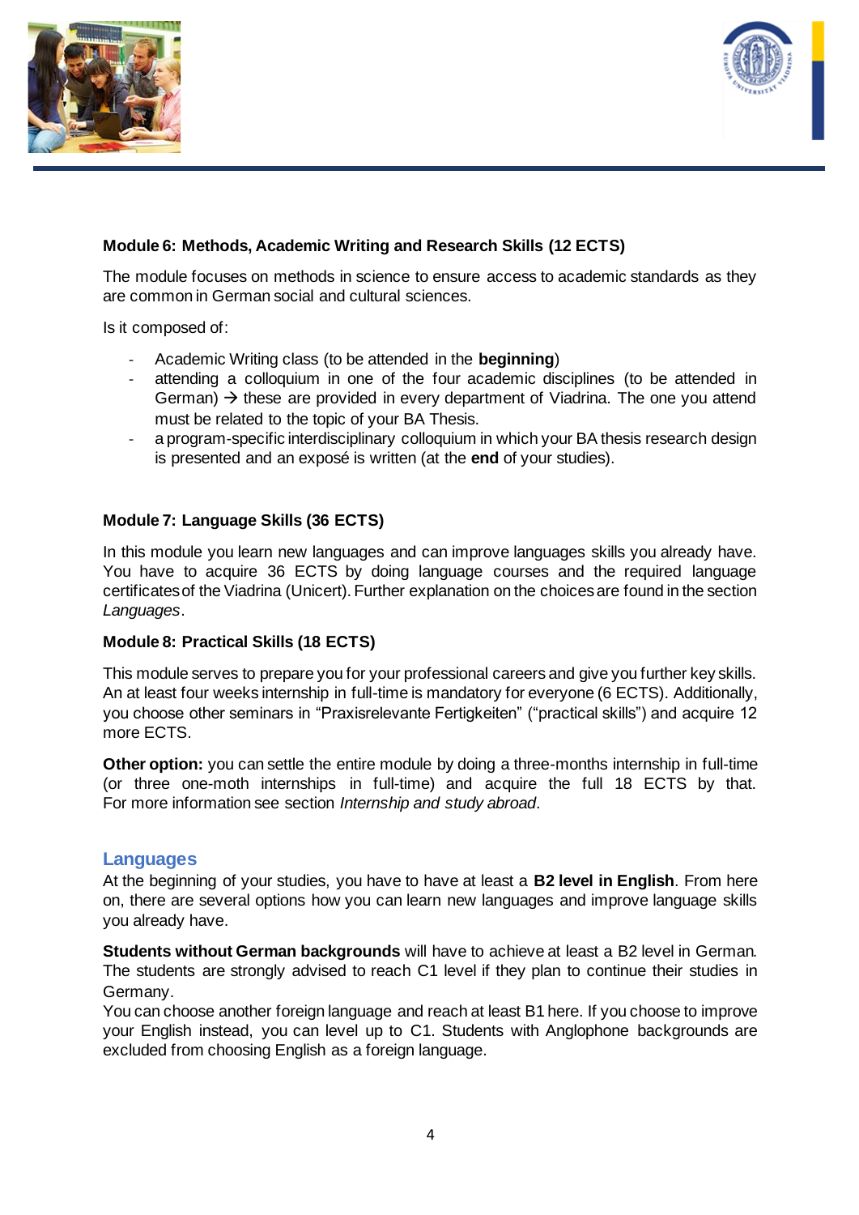**Module 6: Methods, Academic Writing and Research Skills (12 ECTS)**

The module focuses on methods in science to ensure access to academic standards as they are common in German social and cultural sciences.

Is it composed of:

- Academic Writing class (to be attended in the **beginning**)
- attending a colloquium in one of the four academic disciplines (to be attended in German) → these are provided in every department of Viadrina. The one you attend must be related to the topic of your BA Thesis.
- a program-specific interdisciplinary colloquium in which your BA thesis research design is presented and an exposé is written (at the **end** of your studies).

**Module 7: Language Skills (36 ECTS)**

In this module you learn new languages and can improve languages skills you already have. You have to acquire 36 ECTS by doing language courses and the required language certificates of the Viadrina (Unicert). Further explanation on the choices are found in the section *Languages*.

**Module 8: Practical Skills (18 ECTS)**

This module serves to prepare you for your professional careers and give you further key skills. An at least four weeks internship in full-time is mandatory for everyone (6 ECTS). Additionally, you choose other seminars in "Praxisrelevante Fertigkeiten" ("practical skills") and acquire 12 more ECTS.

**Other option:** you can settle the entire module by doing a three-months internship in full-time (or three one-moth internships in full-time) and acquire the full 18 ECTS by that. For more information see section *Internship and study abroad*.

## Languages

At the beginning of your studies, you have to have at least a **B2 level in English**. From here on, there are several options how you can learn new languages and improve language skills you already have.

**Students without German backgrounds** will have to achieve at least a B2 level in German. The students are strongly advised to reach C1 level if they plan to continue their studies in Germany.

You can choose another foreign language and reach at least B1 here. If you choose to improve your English instead, you can level up to C1. Students with Anglophone backgrounds are excluded from choosing English as a foreign language.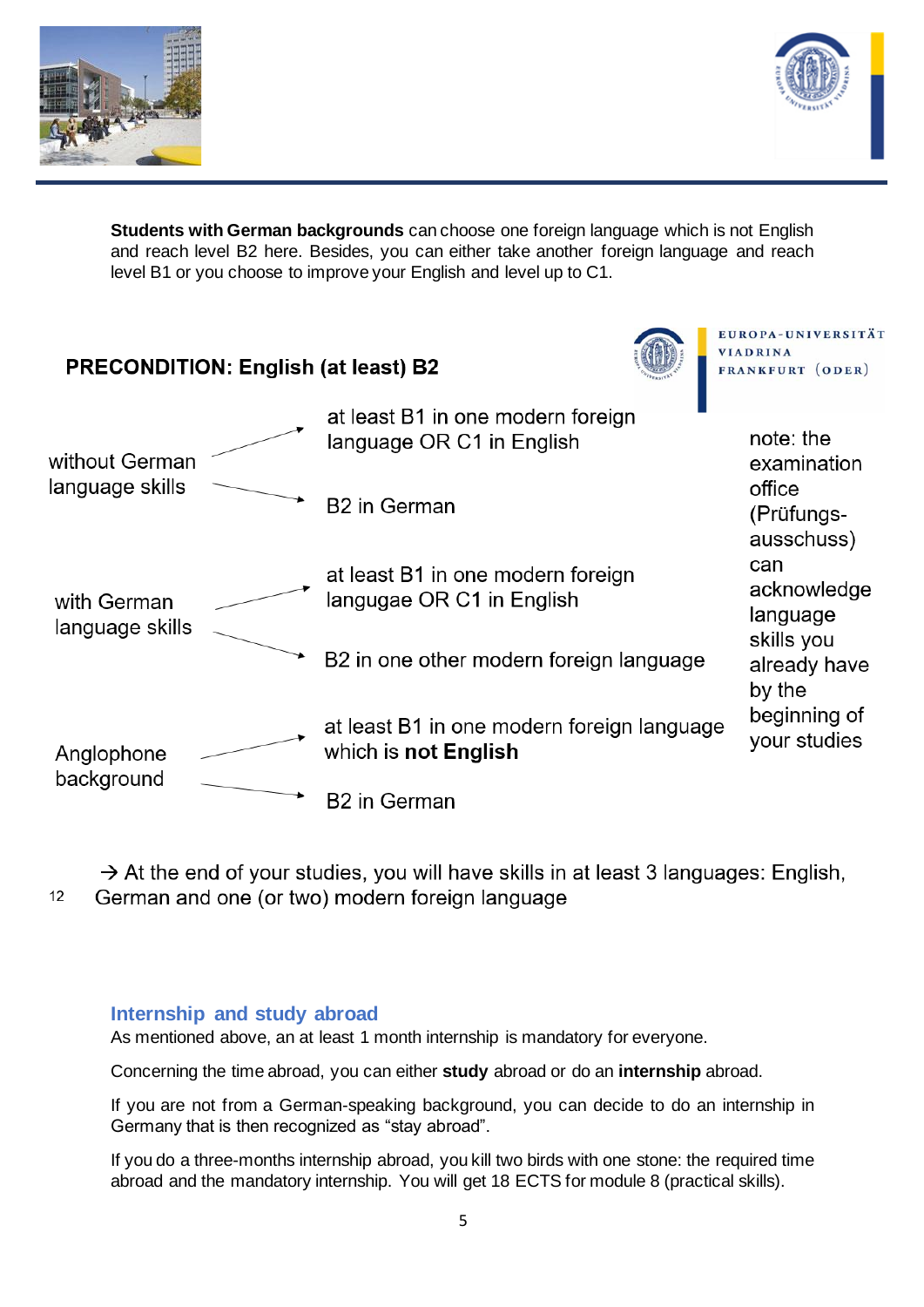**Students with German backgrounds** can choose one foreign language which is not English and reach level B2 here. Besides, you can either take another foreign language and reach level B1 or you choose to improve your English and level up to C1.

**PRECONDITION: English (at least) B2**

EUROPA-UNIVERSITÄT VIADRINA FRANKFURT (ODER)

- without German language skills
  - → at least B1 in one modern foreign language OR C1 in English
  - → B2 in German
- with German language skills
  - → at least B1 in one modern foreign langugae OR C1 in English
  - → B2 in one other modern foreign language
- Anglophone background
  - → at least B1 in one modern foreign language which is **not English**
  - → B2 in German

note: the examination office (Prüfungs-ausschuss) can acknowledge language skills you already have by the beginning of your studies

→ At the end of your studies, you will have skills in at least 3 languages: English, German and one (or two) modern foreign language

## Internship and study abroad

As mentioned above, an at least 1 month internship is mandatory for everyone.

Concerning the time abroad, you can either **study** abroad or do an **internship** abroad.

If you are not from a German-speaking background, you can decide to do an internship in Germany that is then recognized as "stay abroad".

If you do a three-months internship abroad, you kill two birds with one stone: the required time abroad and the mandatory internship. You will get 18 ECTS for module 8 (practical skills).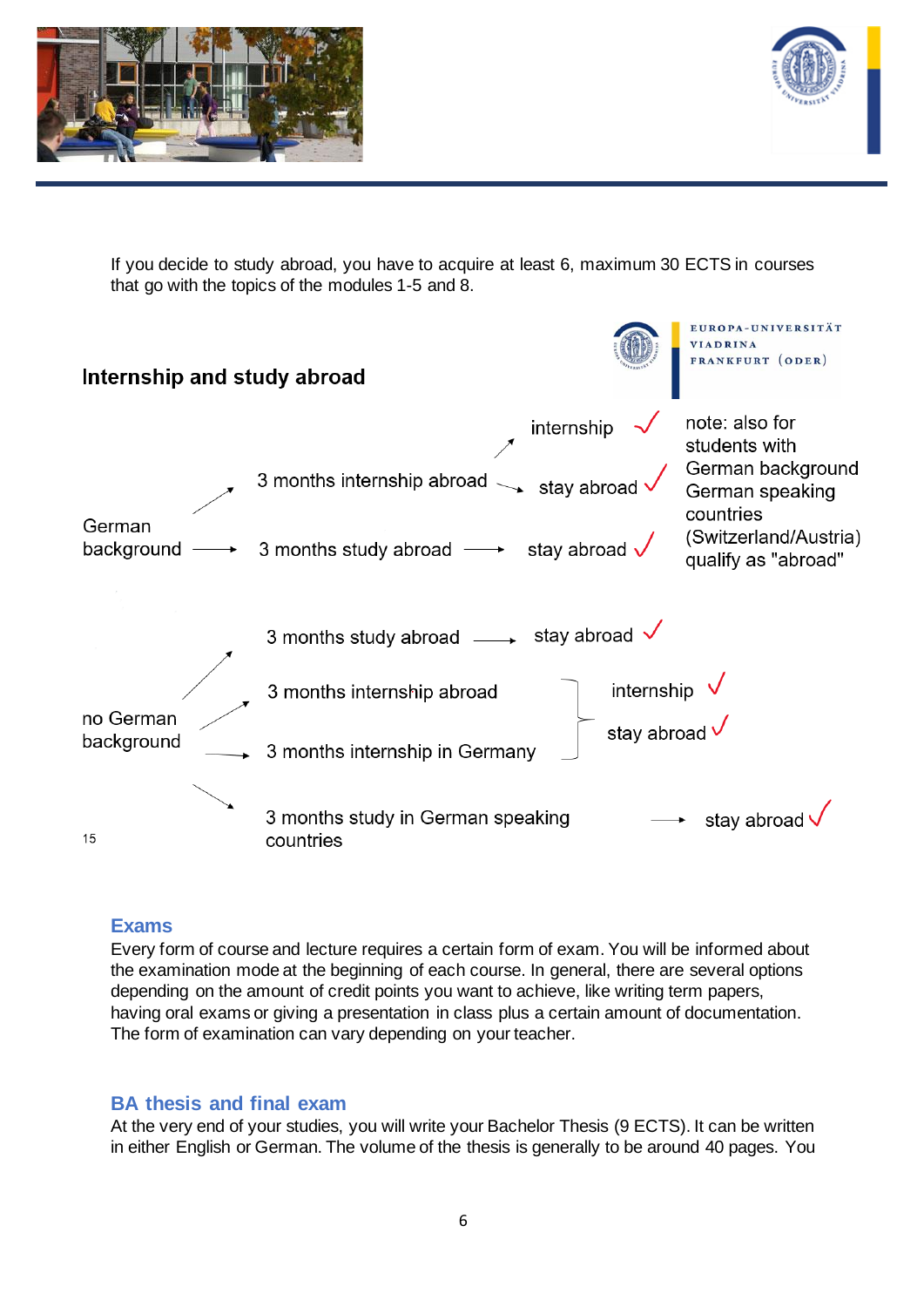If you decide to study abroad, you have to acquire at least 6, maximum 30 ECTS in courses that go with the topics of the modules 1-5 and 8.

## Internship and study abroad

EUROPA-UNIVERSITÄT VIADRINA FRANKFURT (ODER)

**German background**

- → 3 months internship abroad → internship ✓ / stay abroad ✓
- → 3 months study abroad → stay abroad ✓

note: also for students with German background German speaking countries (Switzerland/Austria) qualify as "abroad"

**no German background**

- → 3 months study abroad → stay abroad ✓
- → 3 months internship abroad / 3 months internship in Germany → internship ✓ / stay abroad ✓
- → 3 months study in German speaking countries → stay abroad ✓

15

### Exams

Every form of course and lecture requires a certain form of exam. You will be informed about the examination mode at the beginning of each course. In general, there are several options depending on the amount of credit points you want to achieve, like writing term papers, having oral exams or giving a presentation in class plus a certain amount of documentation. The form of examination can vary depending on your teacher.

### BA thesis and final exam

At the very end of your studies, you will write your Bachelor Thesis (9 ECTS). It can be written in either English or German. The volume of the thesis is generally to be around 40 pages. You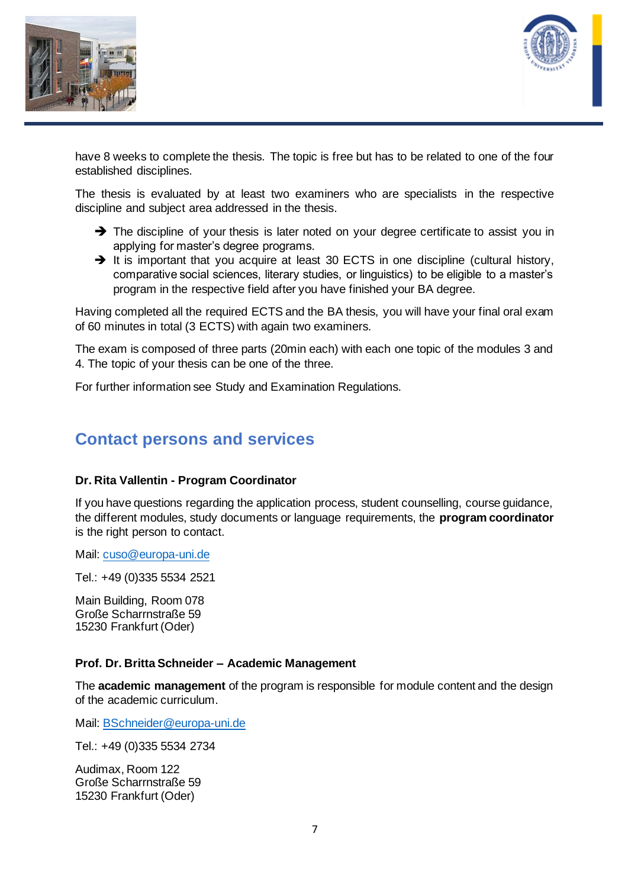have 8 weeks to complete the thesis. The topic is free but has to be related to one of the four established disciplines.

The thesis is evaluated by at least two examiners who are specialists in the respective discipline and subject area addressed in the thesis.

- ➔ The discipline of your thesis is later noted on your degree certificate to assist you in applying for master's degree programs.
- ➔ It is important that you acquire at least 30 ECTS in one discipline (cultural history, comparative social sciences, literary studies, or linguistics) to be eligible to a master's program in the respective field after you have finished your BA degree.

Having completed all the required ECTS and the BA thesis, you will have your final oral exam of 60 minutes in total (3 ECTS) with again two examiners.

The exam is composed of three parts (20min each) with each one topic of the modules 3 and 4. The topic of your thesis can be one of the three.

For further information see Study and Examination Regulations.

## Contact persons and services

**Dr. Rita Vallentin - Program Coordinator**

If you have questions regarding the application process, student counselling, course guidance, the different modules, study documents or language requirements, the **program coordinator** is the right person to contact.

Mail: cuso@europa-uni.de

Tel.: +49 (0)335 5534 2521

Main Building, Room 078
Große Scharrnstraße 59
15230 Frankfurt (Oder)

**Prof. Dr. Britta Schneider – Academic Management**

The **academic management** of the program is responsible for module content and the design of the academic curriculum.

Mail: BSchneider@europa-uni.de

Tel.: +49 (0)335 5534 2734

Audimax, Room 122
Große Scharrnstraße 59
15230 Frankfurt (Oder)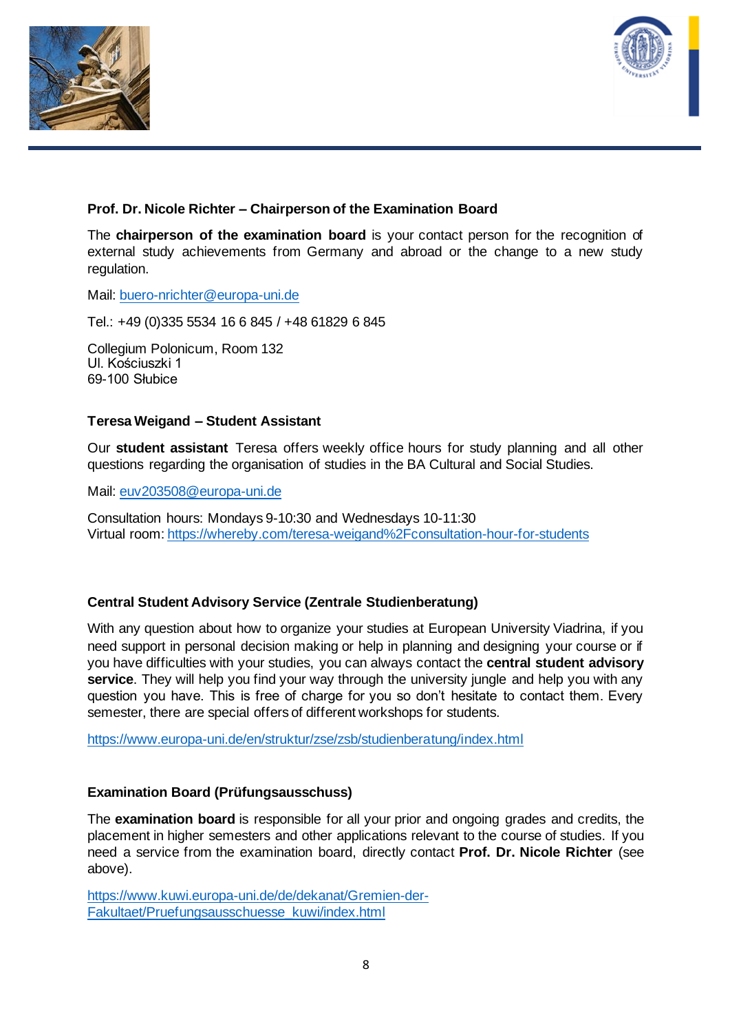### Prof. Dr. Nicole Richter – Chairperson of the Examination Board

The **chairperson of the examination board** is your contact person for the recognition of external study achievements from Germany and abroad or the change to a new study regulation.

Mail: buero-nrichter@europa-uni.de

Tel.: +49 (0)335 5534 16 6 845 / +48 61829 6 845

Collegium Polonicum, Room 132
Ul. Kościuszki 1
69-100 Słubice

### Teresa Weigand – Student Assistant

Our **student assistant** Teresa offers weekly office hours for study planning and all other questions regarding the organisation of studies in the BA Cultural and Social Studies.

Mail: euv203508@europa-uni.de

Consultation hours: Mondays 9-10:30 and Wednesdays 10-11:30
Virtual room: https://whereby.com/teresa-weigand%2Fconsultation-hour-for-students

### Central Student Advisory Service (Zentrale Studienberatung)

With any question about how to organize your studies at European University Viadrina, if you need support in personal decision making or help in planning and designing your course or if you have difficulties with your studies, you can always contact the **central student advisory service**. They will help you find your way through the university jungle and help you with any question you have. This is free of charge for you so don't hesitate to contact them. Every semester, there are special offers of different workshops for students.

https://www.europa-uni.de/en/struktur/zse/zsb/studienberatung/index.html

### Examination Board (Prüfungsausschuss)

The **examination board** is responsible for all your prior and ongoing grades and credits, the placement in higher semesters and other applications relevant to the course of studies. If you need a service from the examination board, directly contact **Prof. Dr. Nicole Richter** (see above).

https://www.kuwi.europa-uni.de/de/dekanat/Gremien-der-Fakultaet/Pruefungsausschuesse_kuwi/index.html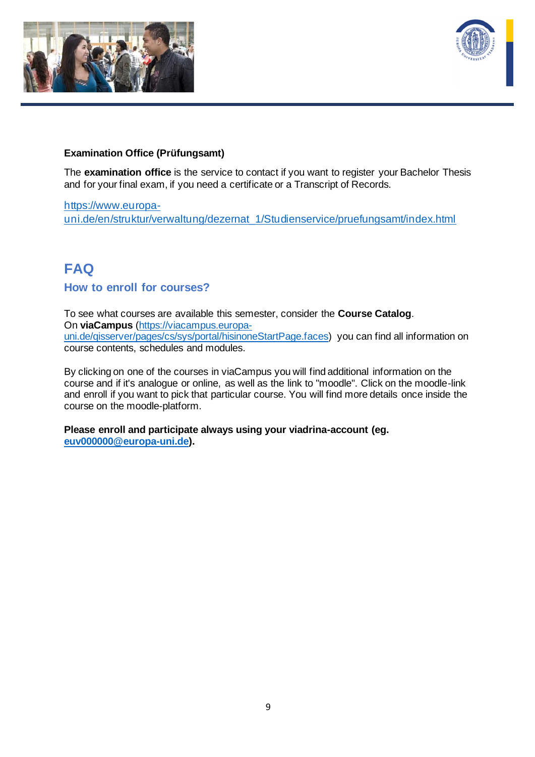**Examination Office (Prüfungsamt)**

The **examination office** is the service to contact if you want to register your Bachelor Thesis and for your final exam, if you need a certificate or a Transcript of Records.

https://www.europa-uni.de/en/struktur/verwaltung/dezernat_1/Studienservice/pruefungsamt/index.html

## FAQ

### How to enroll for courses?

To see what courses are available this semester, consider the **Course Catalog**.
On **viaCampus** (https://viacampus.europa-uni.de/qisserver/pages/cs/sys/portal/hisinoneStartPage.faces) you can find all information on course contents, schedules and modules.

By clicking on one of the courses in viaCampus you will find additional information on the course and if it's analogue or online, as well as the link to "moodle". Click on the moodle-link and enroll if you want to pick that particular course. You will find more details once inside the course on the moodle-platform.

**Please enroll and participate always using your viadrina-account (eg. euv000000@europa-uni.de).**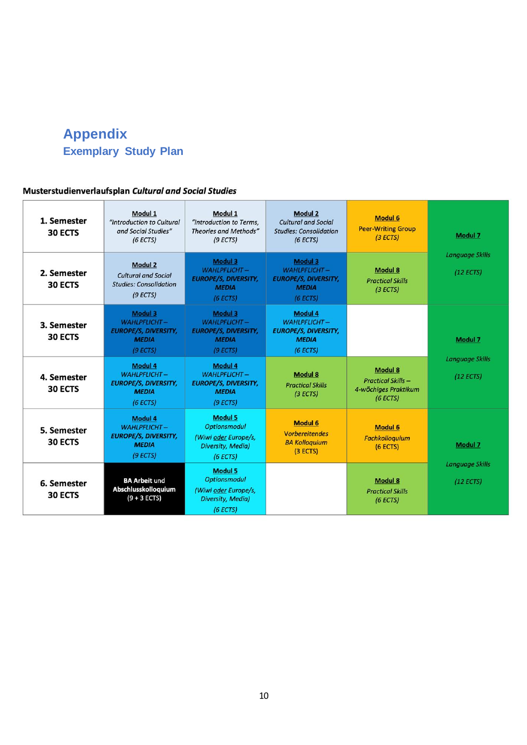# Appendix

## Exemplary Study Plan

**Musterstudienverlaufsplan *Cultural and Social Studies***

| | | | | | |
|---|---|---|---|---|---|
| **1. Semester 30 ECTS** | **Modul 1** *"Introduction to Cultural and Social Studies"* *(6 ECTS)* | **Modul 1** *"Introduction to Terms, Theories and Methods"* *(9 ECTS)* | **Modul 2** *Cultural and Social Studies: Consolidation* *(6 ECTS)* | **Modul 6** Peer-Writing Group *(3 ECTS)* | **Modul 7** *Language Skills* *(12 ECTS)* |
| **2. Semester 30 ECTS** | **Modul 2** *Cultural and Social Studies: Consolidation* *(9 ECTS)* | **Modul 3** *WAHLPFLICHT – **EUROPE/S, DIVERSITY, MEDIA*** *(6 ECTS)* | **Modul 3** *WAHLPFLICHT – **EUROPE/S, DIVERSITY, MEDIA*** *(6 ECTS)* | **Modul 8** *Practical Skills* *(3 ECTS)* | |
| **3. Semester 30 ECTS** | **Modul 3** *WAHLPFLICHT – **EUROPE/S, DIVERSITY, MEDIA*** *(9 ECTS)* | **Modul 3** *WAHLPFLICHT – **EUROPE/S, DIVERSITY, MEDIA*** *(9 ECTS)* | **Modul 4** *WAHLPFLICHT – **EUROPE/S, DIVERSITY, MEDIA*** *(6 ECTS)* | | **Modul 7** *Language Skills* *(12 ECTS)* |
| **4. Semester 30 ECTS** | **Modul 4** *WAHLPFLICHT – **EUROPE/S, DIVERSITY, MEDIA*** *(6 ECTS)* | **Modul 4** *WAHLPFLICHT – **EUROPE/S, DIVERSITY, MEDIA*** *(9 ECTS)* | **Modul 8** *Practical Skills* *(3 ECTS)* | **Modul 8** *Practical Skills – 4-wöchiges Praktikum* *(6 ECTS)* | |
| **5. Semester 30 ECTS** | **Modul 4** *WAHLPFLICHT – **EUROPE/S, DIVERSITY, MEDIA*** *(9 ECTS)* | **Modul 5** *Optionsmodul* *(Wiwi oder Europe/s, Diversity, Media)* *(6 ECTS)* | **Modul 6** *Vorbereitendes BA Kolloquium* (3 ECTS) | **Modul 6** *Fachkolloquium* (6 ECTS) | **Modul 7** *Language Skills* *(12 ECTS)* |
| **6. Semester 30 ECTS** | **BA Arbeit** und **Abschlusskolloquium** (9 + 3 ECTS) | **Modul 5** *Optionsmodul* *(Wiwi oder Europe/s, Diversity, Media)* *(6 ECTS)* | | **Modul 8** *Practical Skills* *(6 ECTS)* | |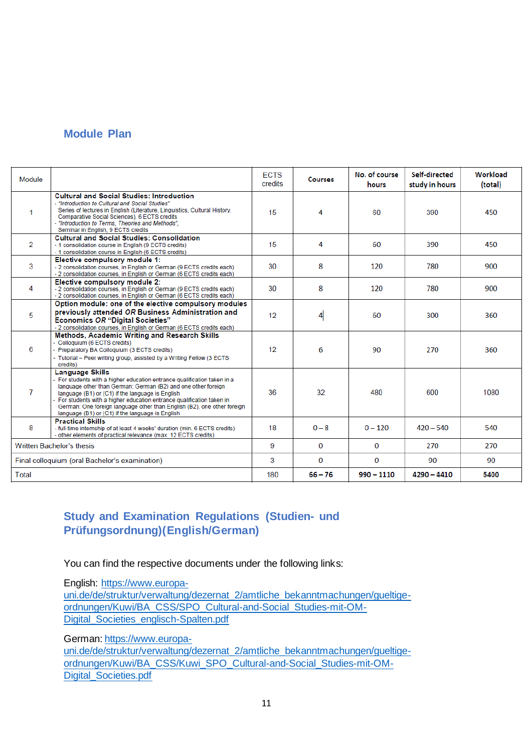## Module Plan

| Module | | ECTS credits | Courses | No. of course hours | Self-directed study in hours | Workload (total) |
|---|---|---|---|---|---|---|
| 1 | **Cultural and Social Studies: Introduction**<br>- *"Introduction to Cultural and Social Studies"*<br>Series of lectures in English (Literature, Linguistics, Cultural History, Comparative Social Sciences), 6 ECTS credits<br>- *"Introduction to Terms, Theories and Methods"*,<br>Seminar in English, 9 ECTS credits | 15 | 4 | 60 | 390 | 450 |
| 2 | **Cultural and Social Studies: Consolidation**<br>- 1 consolidation course in English (9 ECTS credits)<br>- 1 consolidation course in English (6 ECTS credits) | 15 | 4 | 60 | 390 | 450 |
| 3 | **Elective compulsory module 1:**<br>- 2 consolidation courses, in English or German (9 ECTS credits each)<br>- 2 consolidation courses, in English or German (6 ECTS credits each) | 30 | 8 | 120 | 780 | 900 |
| 4 | **Elective compulsory module 2:**<br>- 2 consolidation courses, in English or German (9 ECTS credits each)<br>- 2 consolidation courses, in English or German (6 ECTS credits each) | 30 | 8 | 120 | 780 | 900 |
| 5 | **Option module: one of the elective compulsory modules previously attended *OR* Business Administration and Economics *OR* "Digital Societies"**<br>- 2 consolidation courses, in English or German (6 ECTS credits each) | 12 | 4 | 60 | 300 | 360 |
| 6 | **Methods, Academic Writing and Research Skills**<br>- Colloquium (6 ECTS credits)<br>- Preparatory BA Colloquium (3 ECTS credits)<br>- Tutorial – Peer writing group, assisted by a Writing Fellow (3 ECTS credits) | 12 | 6 | 90 | 270 | 360 |
| 7 | **Language Skills**<br>- For students with a higher education entrance qualification taken in a language other than German: German (B2) and one other foreign language (B1) or (C1) if the language is English<br>- For students with a higher education entrance qualification taken in German: One foreign language other than English (B2), one other foreign language (B1) or (C1) if the language is English | 36 | 32 | 480 | 600 | 1080 |
| 8 | **Practical Skills**<br>- full-time internship of at least 4 weeks' duration (min. 6 ECTS credits)<br>- other elements of practical relevance (max. 12 ECTS credits) | 18 | 0 – 8 | 0 – 120 | 420 – 540 | 540 |
| Written Bachelor's thesis | | 9 | 0 | 0 | 270 | 270 |
| Final colloquium (oral Bachelor's examination) | | 3 | 0 | 0 | 90 | 90 |
| Total | | 180 | **66 – 76** | **990 – 1110** | **4290 – 4410** | **5400** |

## Study and Examination Regulations (Studien- und Prüfungsordnung)(English/German)

You can find the respective documents under the following links:

English: https://www.europa-uni.de/de/struktur/verwaltung/dezernat_2/amtliche_bekanntmachungen/gueltige-ordnungen/Kuwi/BA_CSS/SPO_Cultural-and-Social_Studies-mit-OM-Digital_Societies_englisch-Spalten.pdf

German: https://www.europa-uni.de/de/struktur/verwaltung/dezernat_2/amtliche_bekanntmachungen/gueltige-ordnungen/Kuwi/BA_CSS/Kuwi_SPO_Cultural-and-Social_Studies-mit-OM-Digital_Societies.pdf